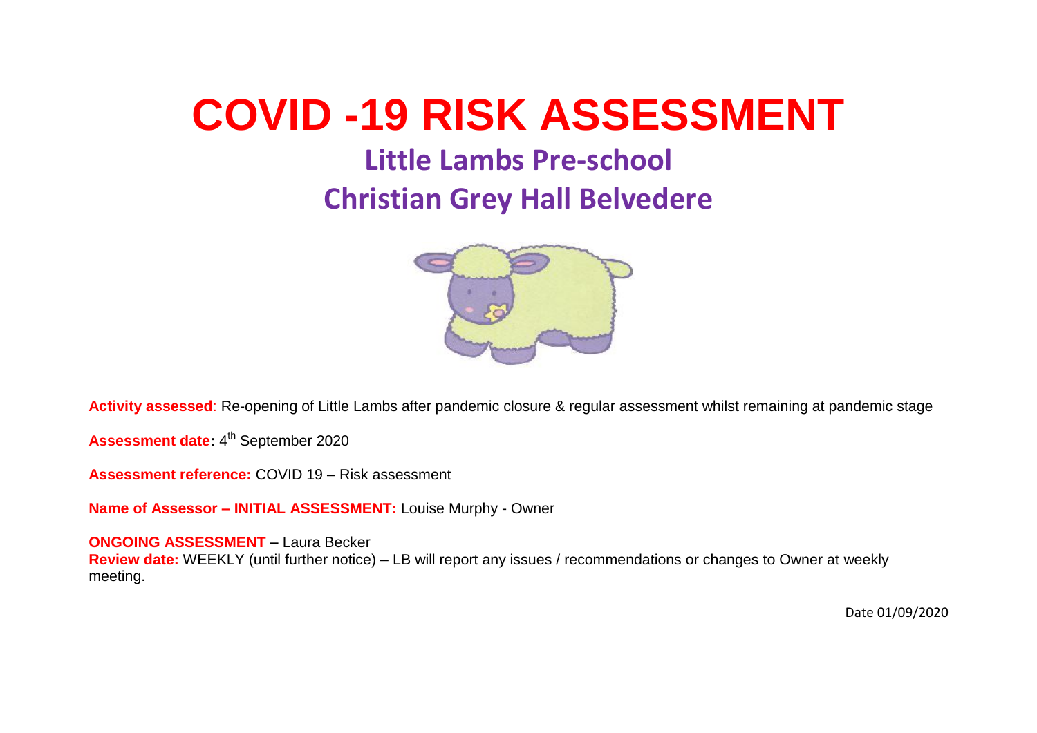# COVID -19 RISK ASSESSMENT

## Little Lambs Pre-school

## Christian Grey Hall Belvedere

**Activity assessed**: Re-opening of Little Lambs after pandemic closure & regular assessment whilst remaining at pandemic stage

**Assessment date:** 4th September 2020

**Assessment reference:** COVID 19 – Risk assessment

**Name of Assessor – INITIAL ASSESSMENT:** Louise Murphy - Owner

**ONGOING ASSESSMENT –** Laura Becker

**Review date:** WEEKLY (until further notice) – LB will report any issues / recommendations or changes to Owner at weekly meeting.

Date 01/09/2020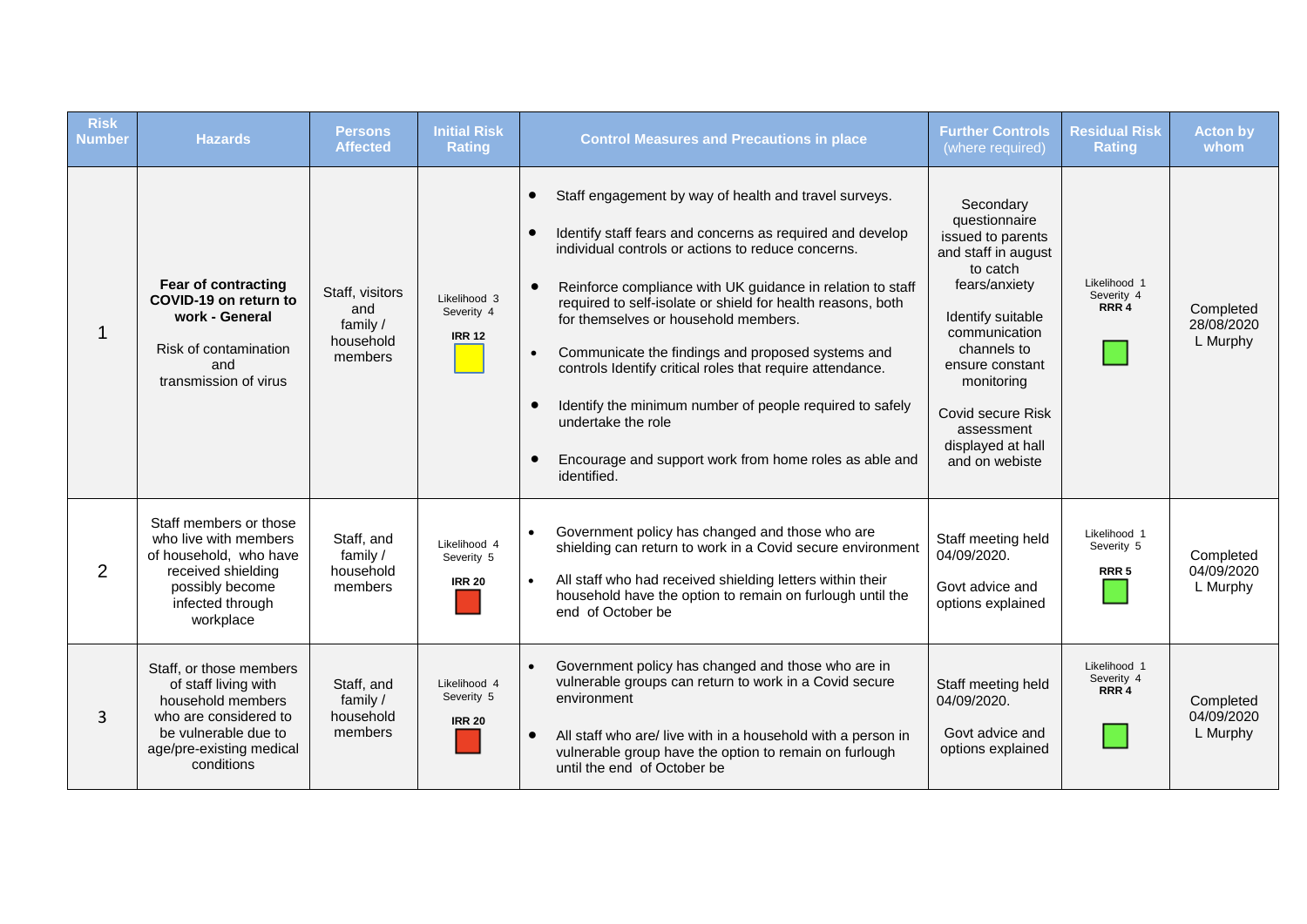| Risk Number | Hazards | Persons Affected | Initial Risk Rating | Control Measures and Precautions in place | Further Controls (where required) | Residual Risk Rating | Acton by whom |
|---|---|---|---|---|---|---|---|
| 1 | **Fear of contracting COVID-19 on return to work - General**<br><br>Risk of contamination and transmission of virus | Staff, visitors and family / household members | Likelihood 3<br>Severity 4<br>**IRR 12** | • Staff engagement by way of health and travel surveys.<br>• Identify staff fears and concerns as required and develop individual controls or actions to reduce concerns.<br>• Reinforce compliance with UK guidance in relation to staff required to self-isolate or shield for health reasons, both for themselves or household members.<br>• Communicate the findings and proposed systems and controls Identify critical roles that require attendance.<br>• Identify the minimum number of people required to safely undertake the role<br>• Encourage and support work from home roles as able and identified. | Secondary questionnaire issued to parents and staff in august to catch fears/anxiety<br><br>Identify suitable communication channels to ensure constant monitoring<br><br>Covid secure Risk assessment displayed at hall and on webiste | Likelihood 1<br>Severity 4<br>**RRR 4** | Completed 28/08/2020 L Murphy |
| 2 | Staff members or those who live with members of household, who have received shielding possibly become infected through workplace | Staff, and family / household members | Likelihood 4<br>Severity 5<br>**IRR 20** | • Government policy has changed and those who are shielding can return to work in a Covid secure environment<br>• All staff who had received shielding letters within their household have the option to remain on furlough until the end of October be | Staff meeting held 04/09/2020.<br><br>Govt advice and options explained | Likelihood 1<br>Severity 5<br>**RRR 5** | Completed 04/09/2020 L Murphy |
| 3 | Staff, or those members of staff living with household members who are considered to be vulnerable due to age/pre-existing medical conditions | Staff, and family / household members | Likelihood 4<br>Severity 5<br>**IRR 20** | • Government policy has changed and those who are in vulnerable groups can return to work in a Covid secure environment<br>• All staff who are/ live with in a household with a person in vulnerable group have the option to remain on furlough until the end of October be | Staff meeting held 04/09/2020.<br><br>Govt advice and options explained | Likelihood 1<br>Severity 4<br>**RRR 4** | Completed 04/09/2020 L Murphy |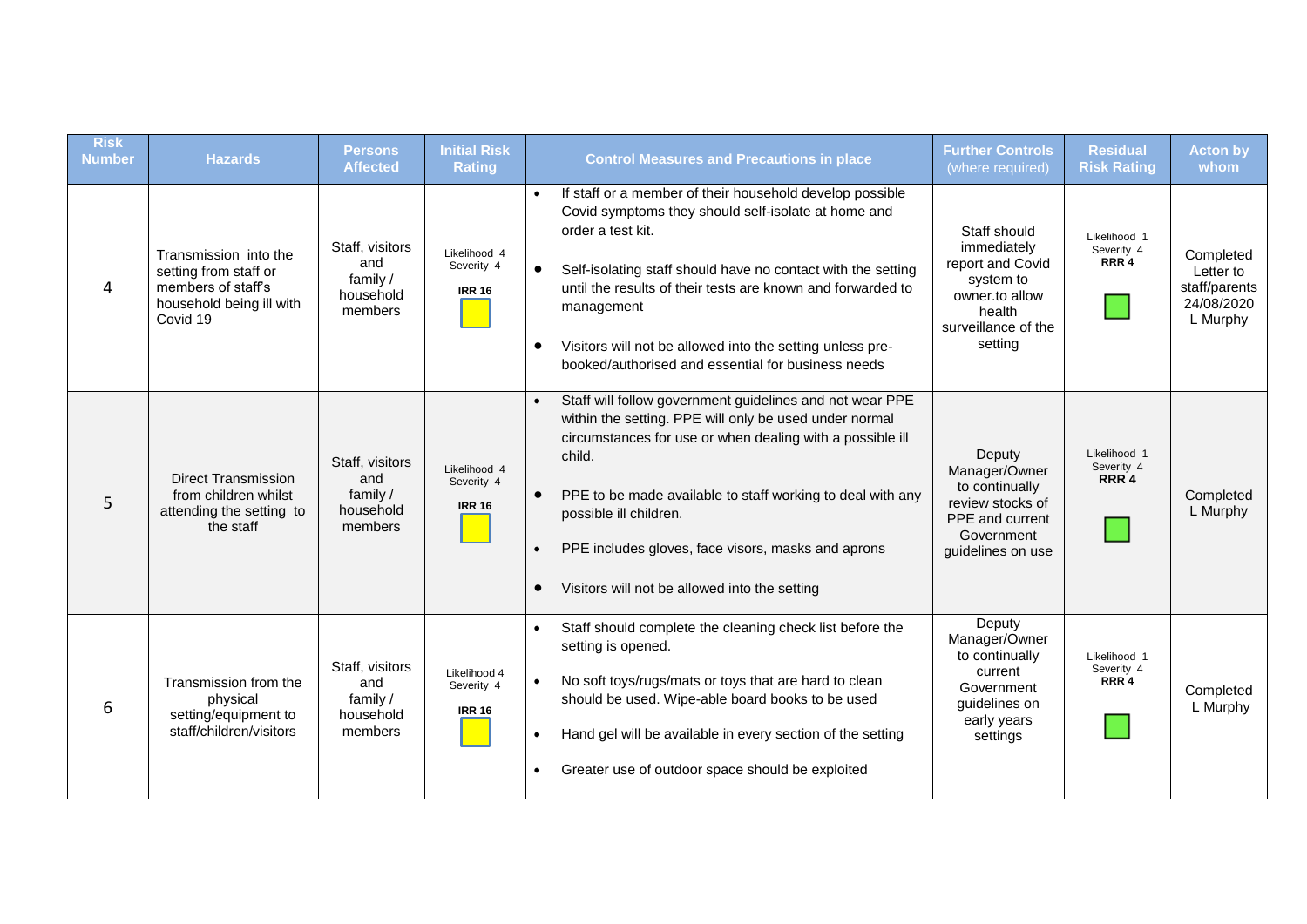| Risk Number | Hazards | Persons Affected | Initial Risk Rating | Control Measures and Precautions in place | Further Controls (where required) | Residual Risk Rating | Acton by whom |
|---|---|---|---|---|---|---|---|
| 4 | Transmission into the setting from staff or members of staff's household being ill with Covid 19 | Staff, visitors and family / household members | Likelihood 4 Severity 4 **IRR 16** | • If staff or a member of their household develop possible Covid symptoms they should self-isolate at home and order a test kit. • Self-isolating staff should have no contact with the setting until the results of their tests are known and forwarded to management • Visitors will not be allowed into the setting unless pre-booked/authorised and essential for business needs | Staff should immediately report and Covid system to owner.to allow health surveillance of the setting | Likelihood 1 Severity 4 **RRR 4** | Completed Letter to staff/parents 24/08/2020 L Murphy |
| 5 | Direct Transmission from children whilst attending the setting to the staff | Staff, visitors and family / household members | Likelihood 4 Severity 4 **IRR 16** | • Staff will follow government guidelines and not wear PPE within the setting. PPE will only be used under normal circumstances for use or when dealing with a possible ill child. • PPE to be made available to staff working to deal with any possible ill children. • PPE includes gloves, face visors, masks and aprons • Visitors will not be allowed into the setting | Deputy Manager/Owner to continually review stocks of PPE and current Government guidelines on use | Likelihood 1 Severity 4 **RRR 4** | Completed L Murphy |
| 6 | Transmission from the physical setting/equipment to staff/children/visitors | Staff, visitors and family / household members | Likelihood 4 Severity 4 **IRR 16** | • Staff should complete the cleaning check list before the setting is opened. • No soft toys/rugs/mats or toys that are hard to clean should be used. Wipe-able board books to be used • Hand gel will be available in every section of the setting • Greater use of outdoor space should be exploited | Deputy Manager/Owner to continually current Government guidelines on early years settings | Likelihood 1 Severity 4 **RRR 4** | Completed L Murphy |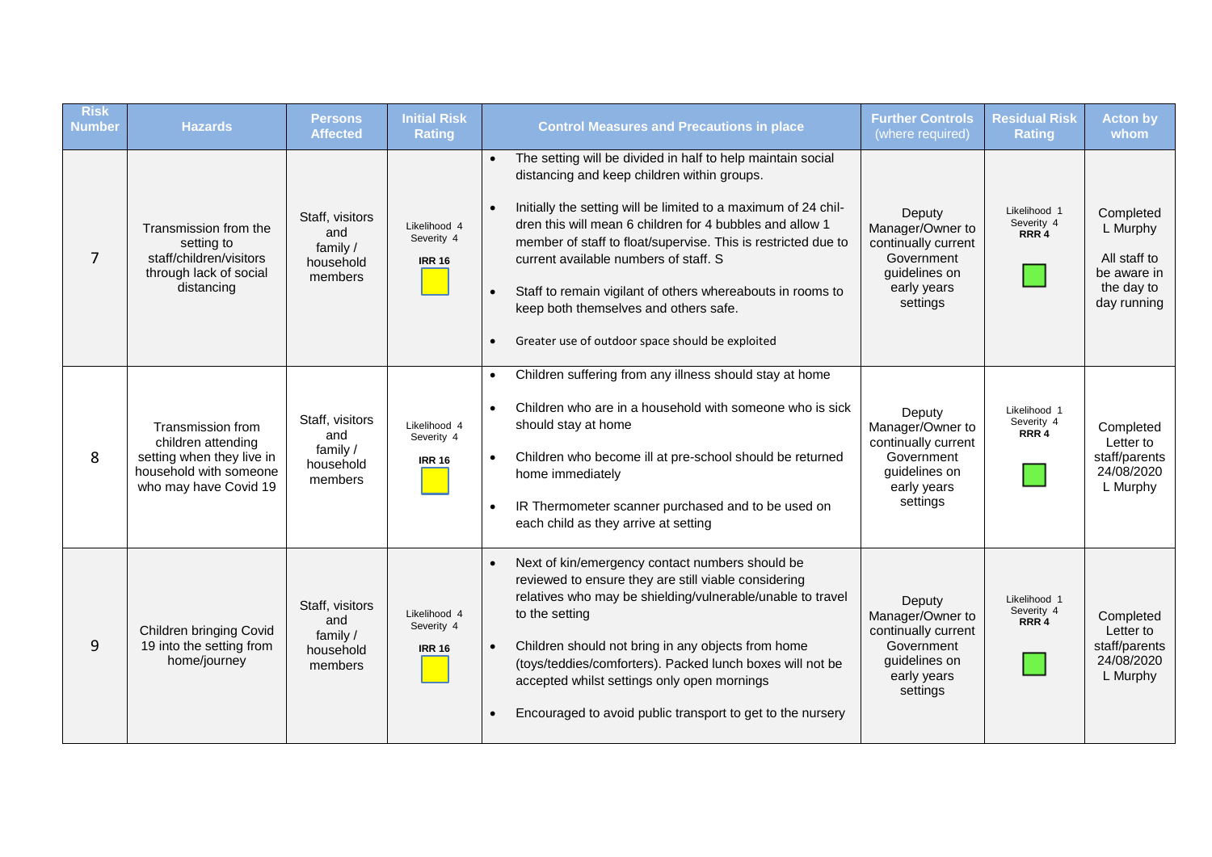| Risk Number | Hazards | Persons Affected | Initial Risk Rating | Control Measures and Precautions in place | Further Controls (where required) | Residual Risk Rating | Acton by whom |
|---|---|---|---|---|---|---|---|
| 7 | Transmission from the setting to staff/children/visitors through lack of social distancing | Staff, visitors and family / household members | Likelihood 4 Severity 4 **IRR 16** | • The setting will be divided in half to help maintain social distancing and keep children within groups.<br>• Initially the setting will be limited to a maximum of 24 children this will mean 6 children for 4 bubbles and allow 1 member of staff to float/supervise. This is restricted due to current available numbers of staff. S<br>• Staff to remain vigilant of others whereabouts in rooms to keep both themselves and others safe.<br>• Greater use of outdoor space should be exploited | Deputy Manager/Owner to continually current Government guidelines on early years settings | Likelihood 1 Severity 4 **RRR 4** | Completed L Murphy<br><br>All staff to be aware in the day to day running |
| 8 | Transmission from children attending setting when they live in household with someone who may have Covid 19 | Staff, visitors and family / household members | Likelihood 4 Severity 4 **IRR 16** | • Children suffering from any illness should stay at home<br>• Children who are in a household with someone who is sick should stay at home<br>• Children who become ill at pre-school should be returned home immediately<br>• IR Thermometer scanner purchased and to be used on each child as they arrive at setting | Deputy Manager/Owner to continually current Government guidelines on early years settings | Likelihood 1 Severity 4 **RRR 4** | Completed Letter to staff/parents 24/08/2020 L Murphy |
| 9 | Children bringing Covid 19 into the setting from home/journey | Staff, visitors and family / household members | Likelihood 4 Severity 4 **IRR 16** | • Next of kin/emergency contact numbers should be reviewed to ensure they are still viable considering relatives who may be shielding/vulnerable/unable to travel to the setting<br>• Children should not bring in any objects from home (toys/teddies/comforters). Packed lunch boxes will not be accepted whilst settings only open mornings<br>• Encouraged to avoid public transport to get to the nursery | Deputy Manager/Owner to continually current Government guidelines on early years settings | Likelihood 1 Severity 4 **RRR 4** | Completed Letter to staff/parents 24/08/2020 L Murphy |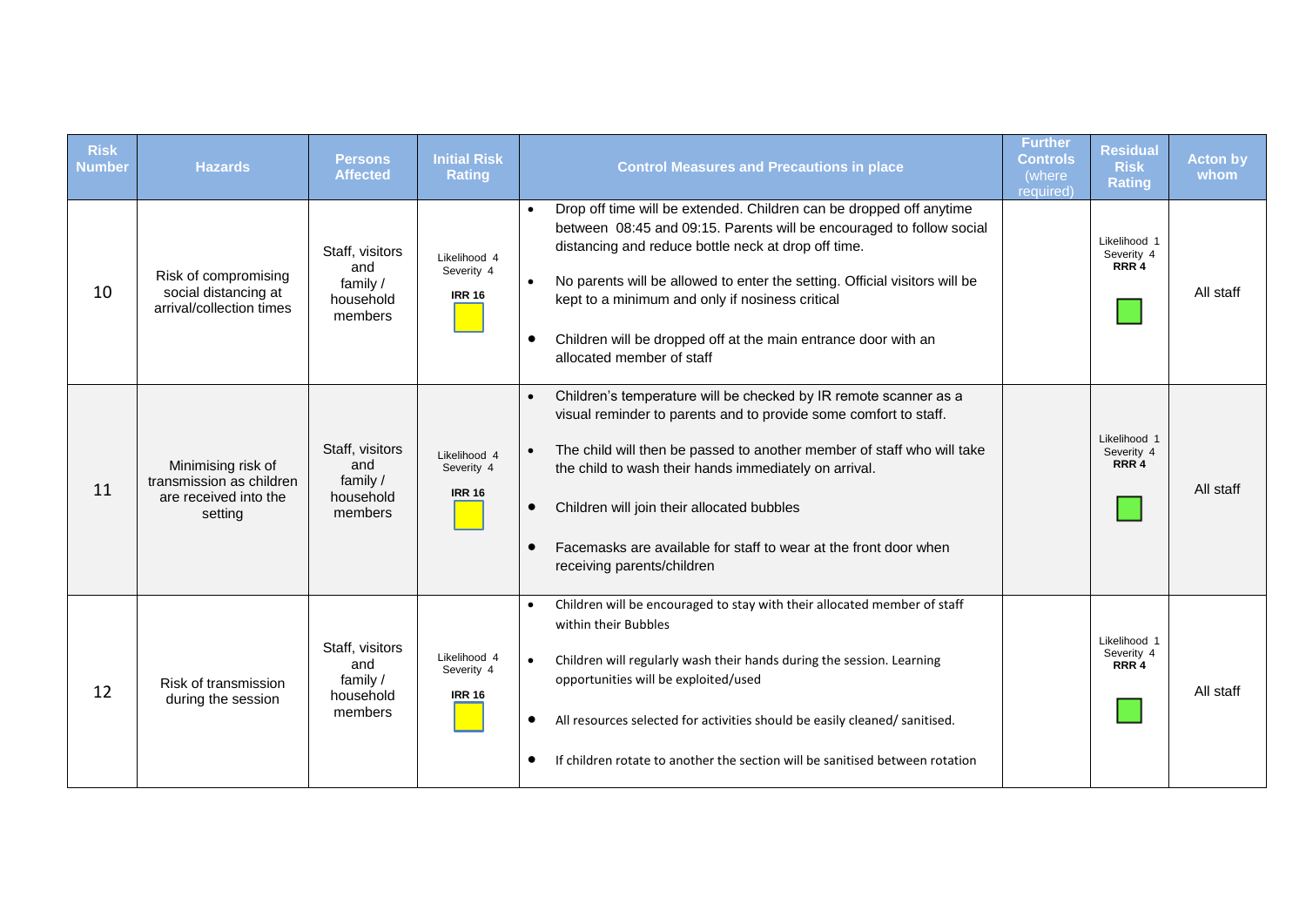| Risk Number | Hazards | Persons Affected | Initial Risk Rating | Control Measures and Precautions in place | Further Controls (where required) | Residual Risk Rating | Acton by whom |
|---|---|---|---|---|---|---|---|
| 10 | Risk of compromising social distancing at arrival/collection times | Staff, visitors and family / household members | Likelihood 4<br>Severity 4<br>**IRR 16** | • Drop off time will be extended. Children can be dropped off anytime between 08:45 and 09:15. Parents will be encouraged to follow social distancing and reduce bottle neck at drop off time.<br>• No parents will be allowed to enter the setting. Official visitors will be kept to a minimum and only if nosiness critical<br>• Children will be dropped off at the main entrance door with an allocated member of staff | | Likelihood 1<br>Severity 4<br>**RRR 4** | All staff |
| 11 | Minimising risk of transmission as children are received into the setting | Staff, visitors and family / household members | Likelihood 4<br>Severity 4<br>**IRR 16** | • Children's temperature will be checked by IR remote scanner as a visual reminder to parents and to provide some comfort to staff.<br>• The child will then be passed to another member of staff who will take the child to wash their hands immediately on arrival.<br>• Children will join their allocated bubbles<br>• Facemasks are available for staff to wear at the front door when receiving parents/children | | Likelihood 1<br>Severity 4<br>**RRR 4** | All staff |
| 12 | Risk of transmission during the session | Staff, visitors and family / household members | Likelihood 4<br>Severity 4<br>**IRR 16** | • Children will be encouraged to stay with their allocated member of staff within their Bubbles<br>• Children will regularly wash their hands during the session. Learning opportunities will be exploited/used<br>• All resources selected for activities should be easily cleaned/ sanitised.<br>• If children rotate to another the section will be sanitised between rotation | | Likelihood 1<br>Severity 4<br>**RRR 4** | All staff |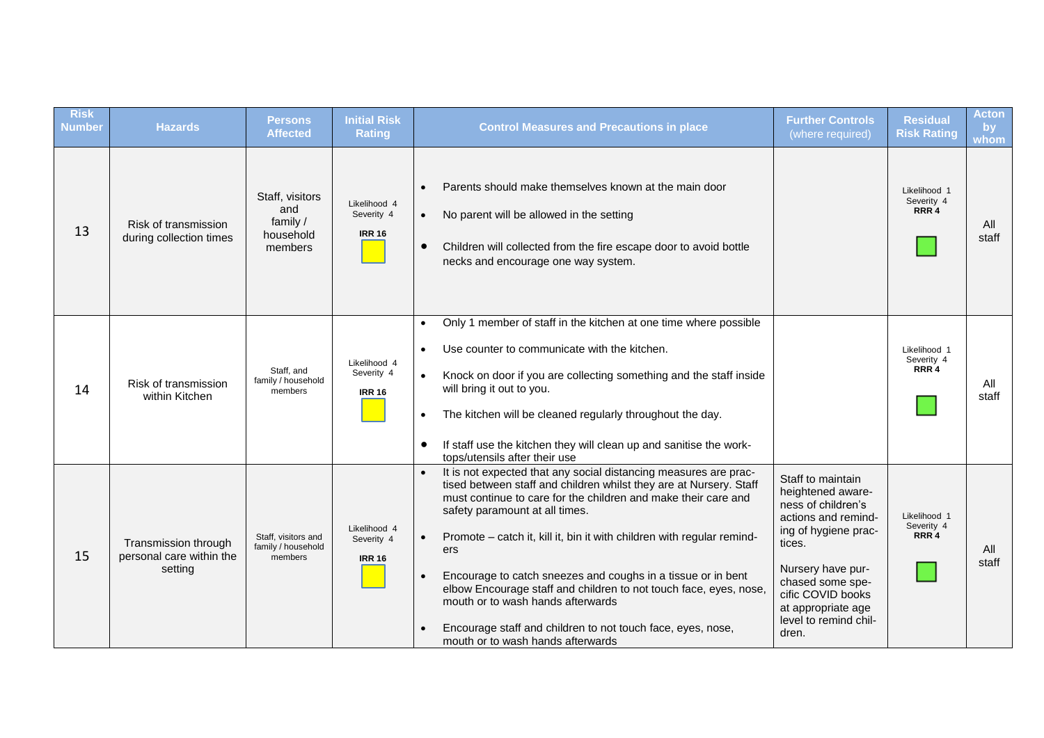| Risk Number | Hazards | Persons Affected | Initial Risk Rating | Control Measures and Precautions in place | Further Controls (where required) | Residual Risk Rating | Acton by whom |
|---|---|---|---|---|---|---|---|
| 13 | Risk of transmission during collection times | Staff, visitors and family / household members | Likelihood 4 Severity 4 **IRR 16** | • Parents should make themselves known at the main door<br>• No parent will be allowed in the setting<br>• Children will collected from the fire escape door to avoid bottle necks and encourage one way system. | | Likelihood 1 Severity 4 **RRR 4** | All staff |
| 14 | Risk of transmission within Kitchen | Staff, and family / household members | Likelihood 4 Severity 4 **IRR 16** | • Only 1 member of staff in the kitchen at one time where possible<br>• Use counter to communicate with the kitchen.<br>• Knock on door if you are collecting something and the staff inside will bring it out to you.<br>• The kitchen will be cleaned regularly throughout the day.<br>• If staff use the kitchen they will clean up and sanitise the work-tops/utensils after their use | | Likelihood 1 Severity 4 **RRR 4** | All staff |
| 15 | Transmission through personal care within the setting | Staff, visitors and family / household members | Likelihood 4 Severity 4 **IRR 16** | • It is not expected that any social distancing measures are practised between staff and children whilst they are at Nursery. Staff must continue to care for the children and make their care and safety paramount at all times.<br>• Promote – catch it, kill it, bin it with children with regular reminders<br>• Encourage to catch sneezes and coughs in a tissue or in bent elbow Encourage staff and children to not touch face, eyes, nose, mouth or to wash hands afterwards<br>• Encourage staff and children to not touch face, eyes, nose, mouth or to wash hands afterwards | Staff to maintain heightened awareness of children's actions and reminding of hygiene practices.<br><br>Nursery have purchased some specific COVID books at appropriate age level to remind children. | Likelihood 1 Severity 4 **RRR 4** | All staff |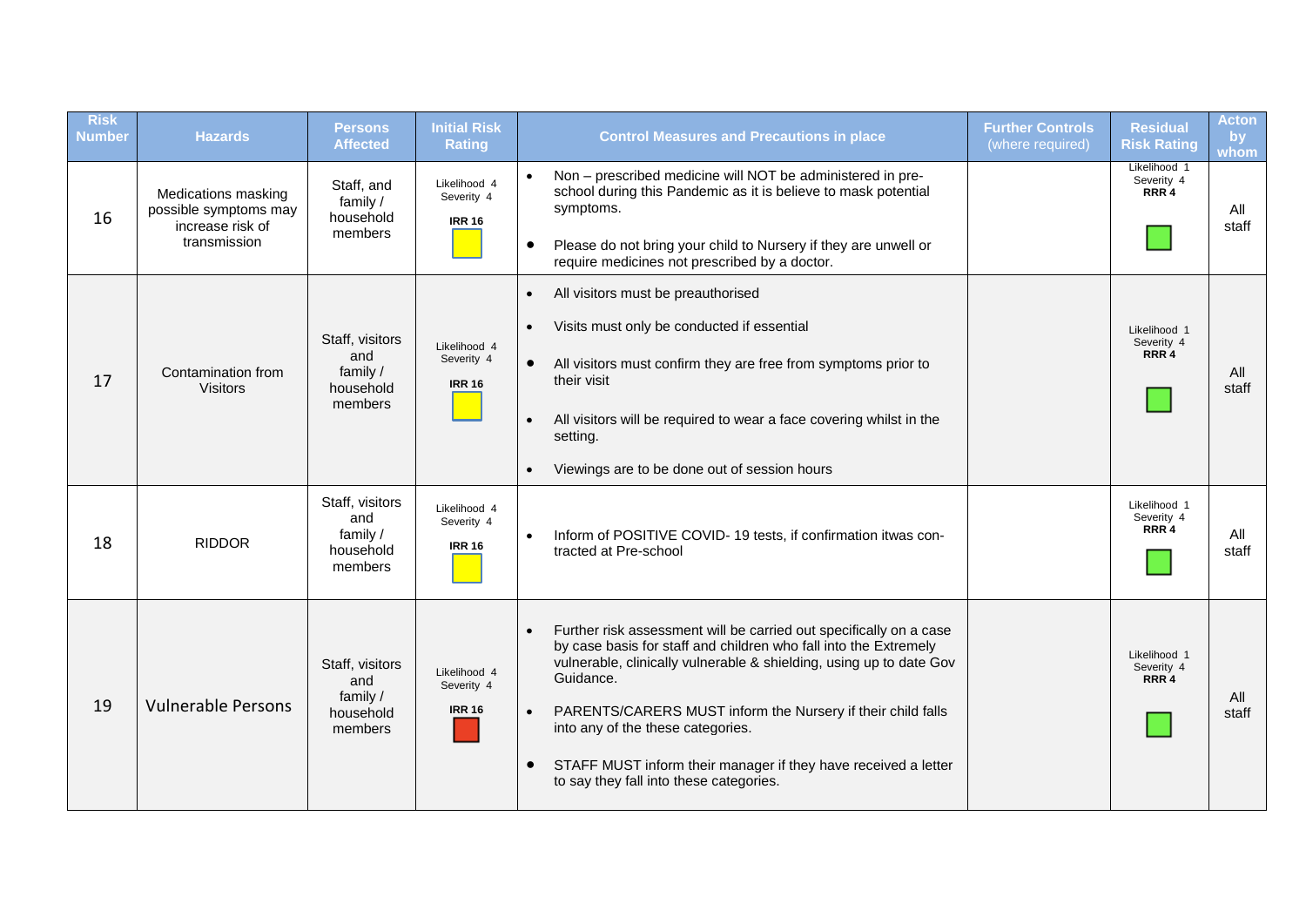| Risk Number | Hazards | Persons Affected | Initial Risk Rating | Control Measures and Precautions in place | Further Controls (where required) | Residual Risk Rating | Acton by whom |
|---|---|---|---|---|---|---|---|
| 16 | Medications masking possible symptoms may increase risk of transmission | Staff, and family / household members | Likelihood 4 Severity 4 **IRR 16** | • Non – prescribed medicine will NOT be administered in pre-school during this Pandemic as it is believe to mask potential symptoms.<br>• Please do not bring your child to Nursery if they are unwell or require medicines not prescribed by a doctor. | | Likelihood 1 Severity 4 **RRR 4** | All staff |
| 17 | Contamination from Visitors | Staff, visitors and family / household members | Likelihood 4 Severity 4 **IRR 16** | • All visitors must be preauthorised<br>• Visits must only be conducted if essential<br>• All visitors must confirm they are free from symptoms prior to their visit<br>• All visitors will be required to wear a face covering whilst in the setting.<br>• Viewings are to be done out of session hours | | Likelihood 1 Severity 4 **RRR 4** | All staff |
| 18 | RIDDOR | Staff, visitors and family / household members | Likelihood 4 Severity 4 **IRR 16** | • Inform of POSITIVE COVID- 19 tests, if confirmation itwas con-tracted at Pre-school | | Likelihood 1 Severity 4 **RRR 4** | All staff |
| 19 | Vulnerable Persons | Staff, visitors and family / household members | Likelihood 4 Severity 4 **IRR 16** | • Further risk assessment will be carried out specifically on a case by case basis for staff and children who fall into the Extremely vulnerable, clinically vulnerable & shielding, using up to date Gov Guidance.<br>• PARENTS/CARERS MUST inform the Nursery if their child falls into any of the these categories.<br>• STAFF MUST inform their manager if they have received a letter to say they fall into these categories. | | Likelihood 1 Severity 4 **RRR 4** | All staff |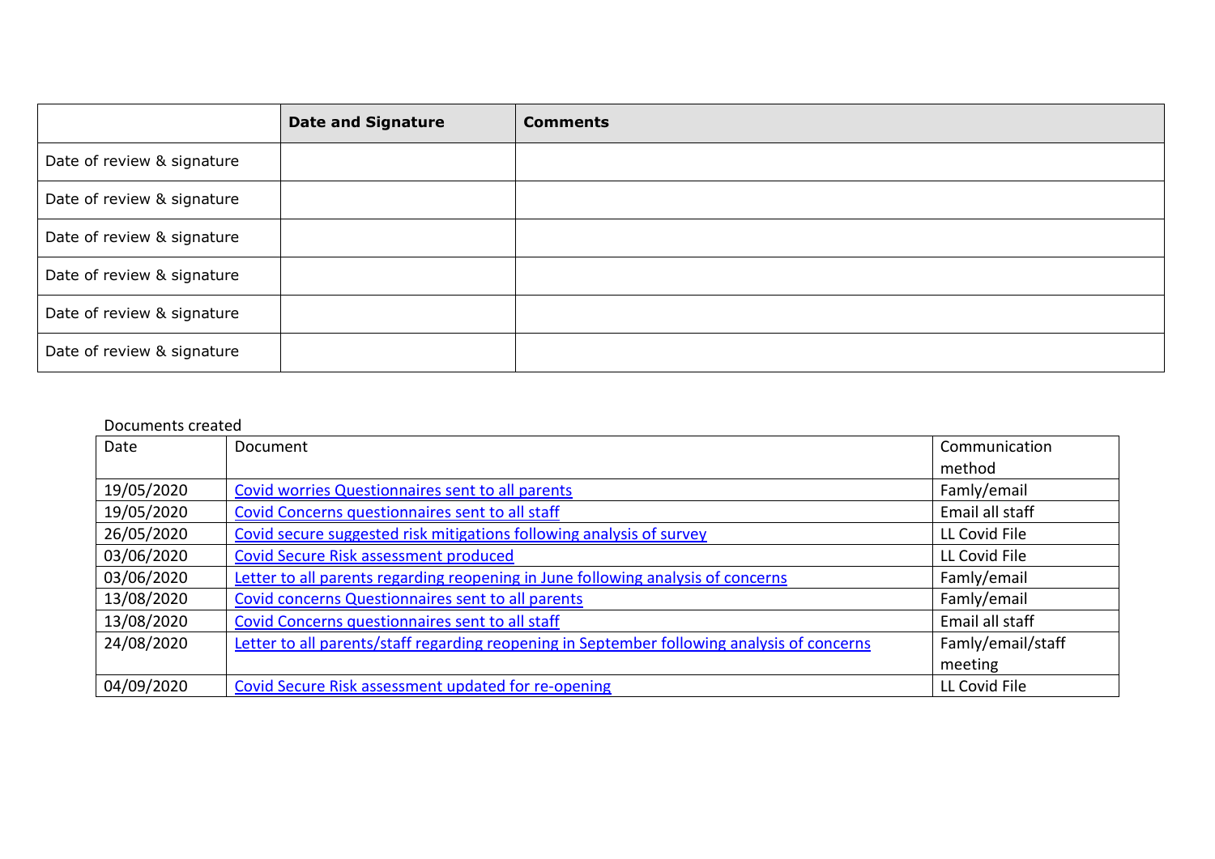| | **Date and Signature** | **Comments** |
|---|---|---|
| Date of review & signature | | |
| Date of review & signature | | |
| Date of review & signature | | |
| Date of review & signature | | |
| Date of review & signature | | |
| Date of review & signature | | |

Documents created

| Date | Document | Communication method |
|---|---|---|
| 19/05/2020 | Covid worries Questionnaires sent to all parents | Famly/email |
| 19/05/2020 | Covid Concerns questionnaires sent to all staff | Email all staff |
| 26/05/2020 | Covid secure suggested risk mitigations following analysis of survey | LL Covid File |
| 03/06/2020 | Covid Secure Risk assessment produced | LL Covid File |
| 03/06/2020 | Letter to all parents regarding reopening in June following analysis of concerns | Famly/email |
| 13/08/2020 | Covid concerns Questionnaires sent to all parents | Famly/email |
| 13/08/2020 | Covid Concerns questionnaires sent to all staff | Email all staff |
| 24/08/2020 | Letter to all parents/staff regarding reopening in September following analysis of concerns | Famly/email/staff meeting |
| 04/09/2020 | Covid Secure Risk assessment updated for re-opening | LL Covid File |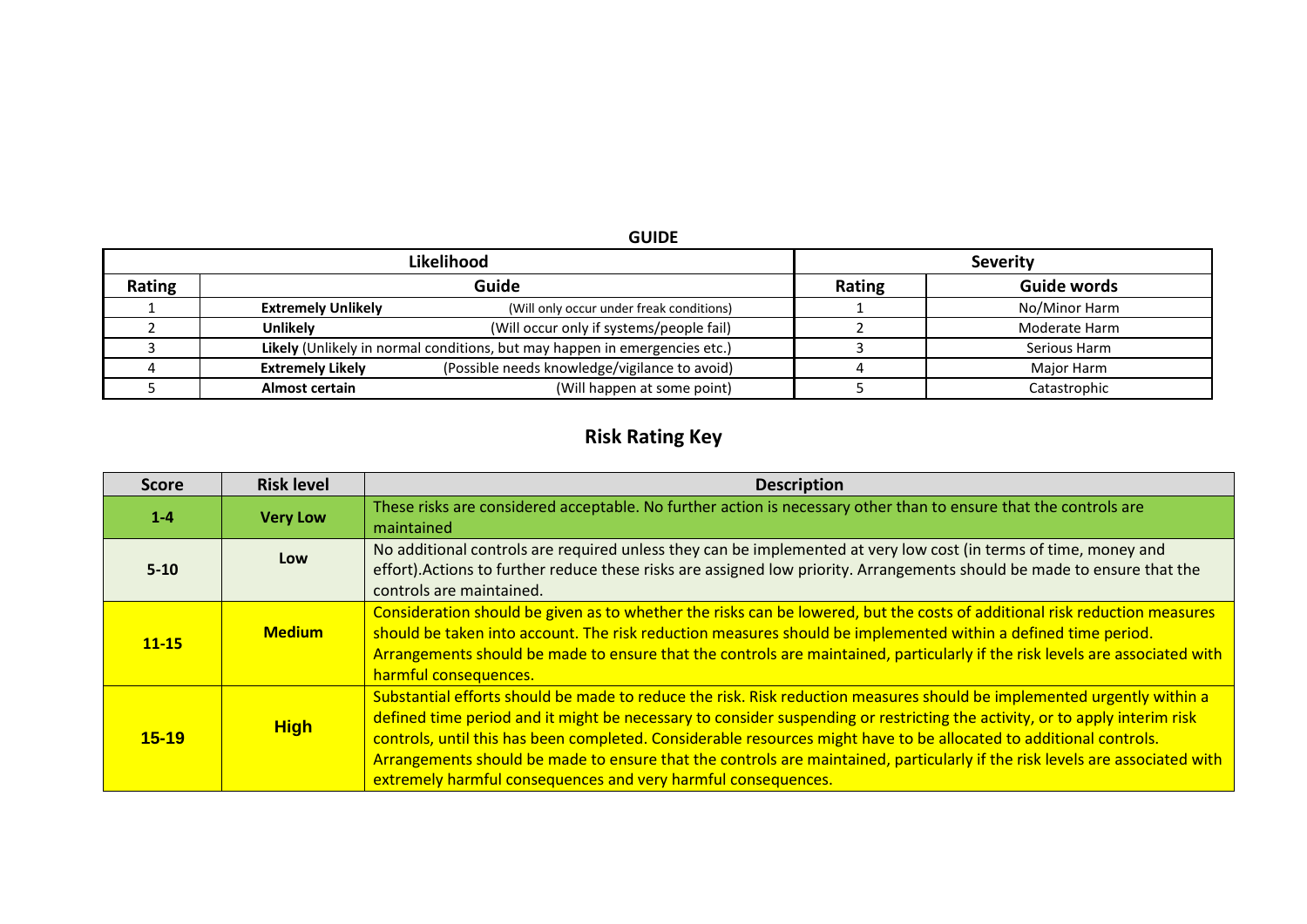## GUIDE

| Likelihood | | Severity | |
|---|---|---|---|
| **Rating** | **Guide** | **Rating** | **Guide words** |
| 1 | **Extremely Unlikely** (Will only occur under freak conditions) | 1 | No/Minor Harm |
| 2 | **Unlikely** (Will occur only if systems/people fail) | 2 | Moderate Harm |
| 3 | **Likely** (Unlikely in normal conditions, but may happen in emergencies etc.) | 3 | Serious Harm |
| 4 | **Extremely Likely** (Possible needs knowledge/vigilance to avoid) | 4 | Major Harm |
| 5 | **Almost certain** (Will happen at some point) | 5 | Catastrophic |

## Risk Rating Key

| Score | Risk level | Description |
|---|---|---|
| **1-4** | **Very Low** | These risks are considered acceptable. No further action is necessary other than to ensure that the controls are maintained |
| **5-10** | **Low** | No additional controls are required unless they can be implemented at very low cost (in terms of time, money and effort).Actions to further reduce these risks are assigned low priority. Arrangements should be made to ensure that the controls are maintained. |
| **11-15** | **Medium** | Consideration should be given as to whether the risks can be lowered, but the costs of additional risk reduction measures should be taken into account. The risk reduction measures should be implemented within a defined time period. Arrangements should be made to ensure that the controls are maintained, particularly if the risk levels are associated with harmful consequences. |
| **15-19** | **High** | Substantial efforts should be made to reduce the risk. Risk reduction measures should be implemented urgently within a defined time period and it might be necessary to consider suspending or restricting the activity, or to apply interim risk controls, until this has been completed. Considerable resources might have to be allocated to additional controls. Arrangements should be made to ensure that the controls are maintained, particularly if the risk levels are associated with extremely harmful consequences and very harmful consequences. |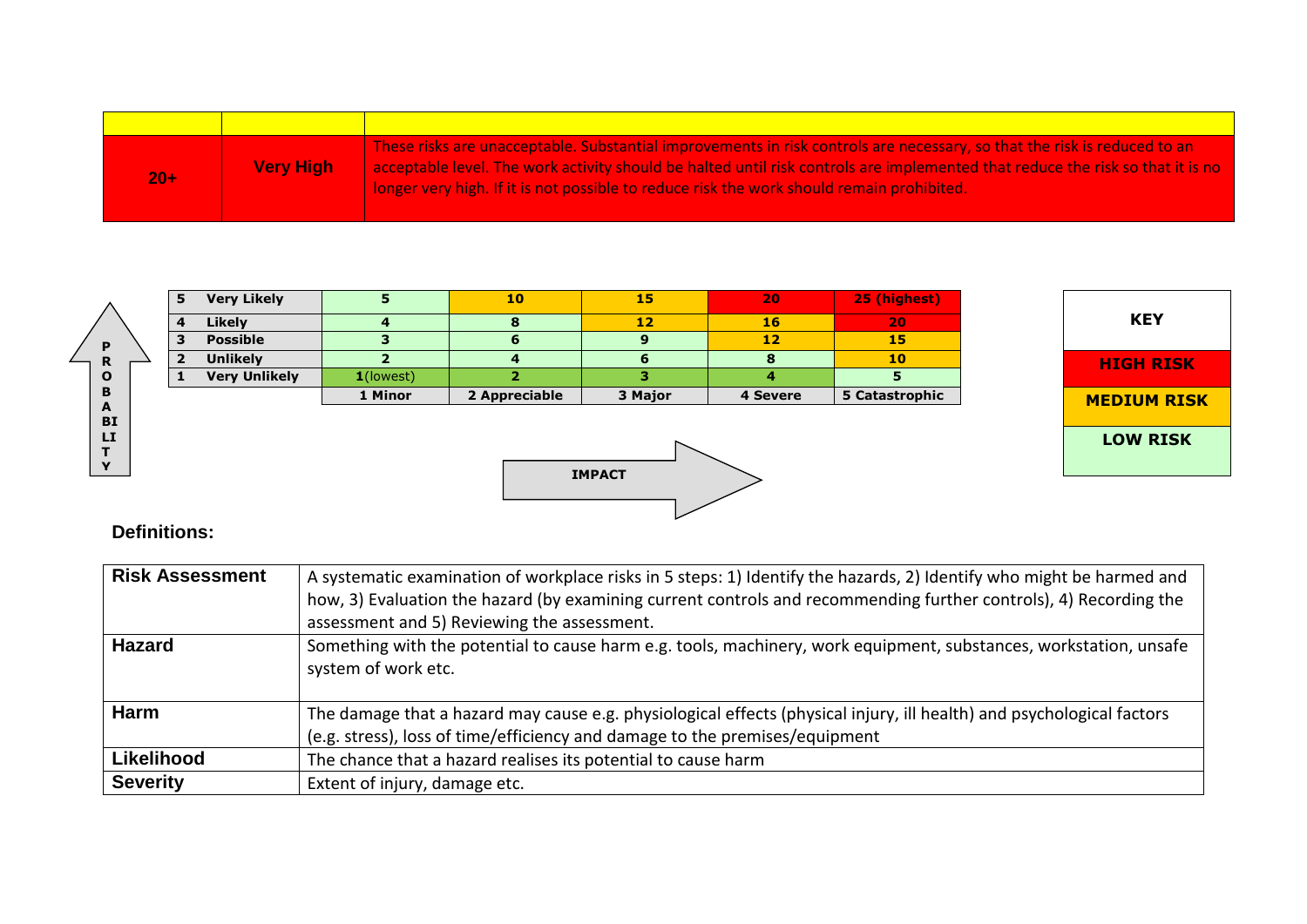| | | |
|---|---|---|
| 20+ | Very High | These risks are unacceptable. Substantial improvements in risk controls are necessary, so that the risk is reduced to an acceptable level. The work activity should be halted until risk controls are implemented that reduce the risk so that it is no longer very high. If it is not possible to reduce risk the work should remain prohibited. |

| PROBABILITY | | | | | | |
|---|---|---|---|---|---|---|
| 5 | Very Likely | 5 | 10 | 15 | 20 | 25 (highest) |
| 4 | Likely | 4 | 8 | 12 | 16 | 20 |
| 3 | Possible | 3 | 6 | 9 | 12 | 15 |
| 2 | Unlikely | 2 | 4 | 6 | 8 | 10 |
| 1 | Very Unlikely | **1**(lowest) | 2 | 3 | 4 | 5 |
| | | 1 Minor | 2 Appreciable | 3 Major | 4 Severe | 5 Catastrophic |

IMPACT

| KEY |
|---|
| HIGH RISK |
| MEDIUM RISK |
| LOW RISK |

**Definitions:**

| | |
|---|---|
| **Risk Assessment** | A systematic examination of workplace risks in 5 steps: 1) Identify the hazards, 2) Identify who might be harmed and how, 3) Evaluation the hazard (by examining current controls and recommending further controls), 4) Recording the assessment and 5) Reviewing the assessment. |
| **Hazard** | Something with the potential to cause harm e.g. tools, machinery, work equipment, substances, workstation, unsafe system of work etc. |
| **Harm** | The damage that a hazard may cause e.g. physiological effects (physical injury, ill health) and psychological factors (e.g. stress), loss of time/efficiency and damage to the premises/equipment |
| **Likelihood** | The chance that a hazard realises its potential to cause harm |
| **Severity** | Extent of injury, damage etc. |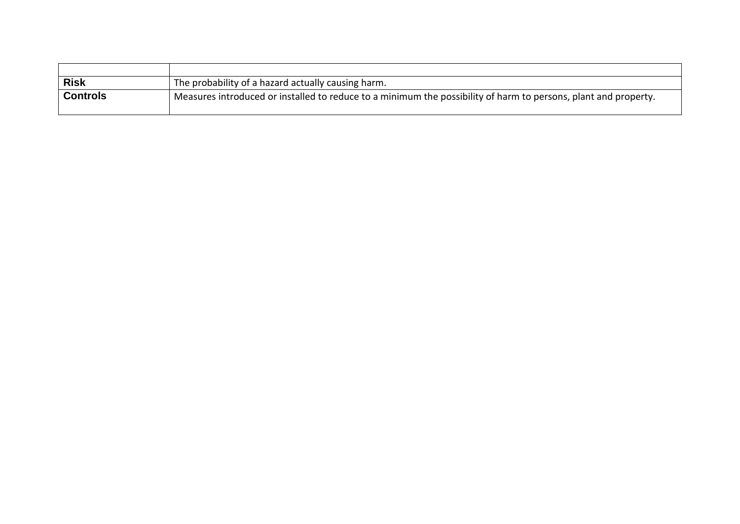| | |
|---|---|
| **Risk** | The probability of a hazard actually causing harm. |
| **Controls** | Measures introduced or installed to reduce to a minimum the possibility of harm to persons, plant and property. |